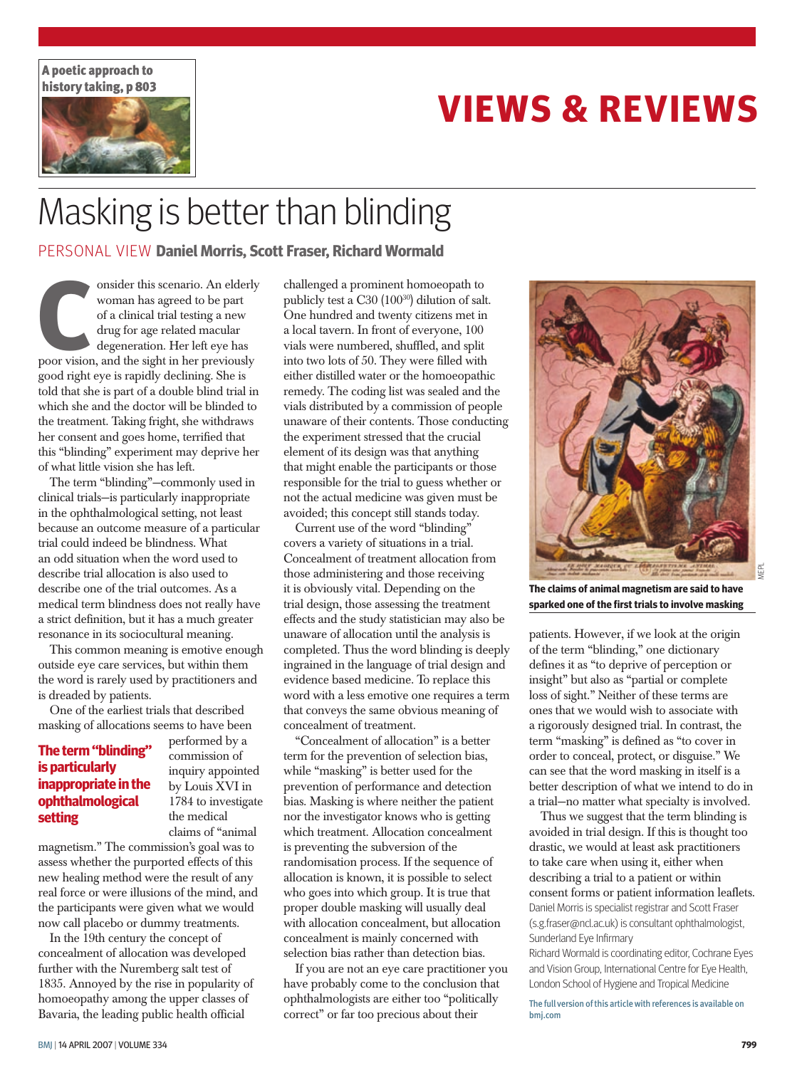A poetic approach to history taking, p 803

# VIEWS & REVIEWS

# Masking is better than blinding

PERSONAL VIEW **Daniel Morris, Scott Fraser, Richard Wormald**

Consider this scenario. An elderly woman has agreed to be part of a clinical trial testing a new drug for age related macular degeneration. Her left eye has poor vision, and the sight in her previously good right eye is rapidly declining. She is told that she is part of a double blind trial in which she and the doctor will be blinded to the treatment. Taking fright, she withdraws her consent and goes home, terrified that this "blinding" experiment may deprive her of what little vision she has left.

The term "blinding"—commonly used in clinical trials—is particularly inappropriate in the ophthalmological setting, not least because an outcome measure of a particular trial could indeed be blindness. What an odd situation when the word used to describe trial allocation is also used to describe one of the trial outcomes. As a medical term blindness does not really have a strict definition, but it has a much greater resonance in its sociocultural meaning.

This common meaning is emotive enough outside eye care services, but within them the word is rarely used by practitioners and is dreaded by patients.

One of the earliest trials that described masking of allocations seems to have been performed by a commission of inquiry appointed by Louis XVI in 1784 to investigate the medical claims of "animal magnetism." The commission's goal was to assess whether the purported effects of this new healing method were the result of any real force or were illusions of the mind, and the participants were given what we would now call placebo or dummy treatments.

**The term "blinding" is particularly inappropriate in the ophthalmological setting**

In the 19th century the concept of concealment of allocation was developed further with the Nuremberg salt test of 1835. Annoyed by the rise in popularity of homoeopathy among the upper classes of Bavaria, the leading public health official challenged a prominent homoeopath to publicly test a C30 ($100^{30}$) dilution of salt. One hundred and twenty citizens met in a local tavern. In front of everyone, 100 vials were numbered, shuffled, and split into two lots of 50. They were filled with either distilled water or the homoeopathic remedy. The coding list was sealed and the vials distributed by a commission of people unaware of their contents. Those conducting the experiment stressed that the crucial element of its design was that anything that might enable the participants or those responsible for the trial to guess whether or not the actual medicine was given must be avoided; this concept still stands today.

Current use of the word "blinding" covers a variety of situations in a trial. Concealment of treatment allocation from those administering and those receiving it is obviously vital. Depending on the trial design, those assessing the treatment effects and the study statistician may also be unaware of allocation until the analysis is completed. Thus the word blinding is deeply ingrained in the language of trial design and evidence based medicine. To replace this word with a less emotive one requires a term that conveys the same obvious meaning of concealment of treatment.

"Concealment of allocation" is a better term for the prevention of selection bias, while "masking" is better used for the prevention of performance and detection bias. Masking is where neither the patient nor the investigator knows who is getting which treatment. Allocation concealment is preventing the subversion of the randomisation process. If the sequence of allocation is known, it is possible to select who goes into which group. It is true that proper double masking will usually deal with allocation concealment, but allocation concealment is mainly concerned with selection bias rather than detection bias.

If you are not an eye care practitioner you have probably come to the conclusion that ophthalmologists are either too "politically correct" or far too precious about their patients. However, if we look at the origin of the term "blinding," one dictionary defines it as "to deprive of perception or insight" but also as "partial or complete loss of sight." Neither of these terms are ones that we would wish to associate with a rigorously designed trial. In contrast, the term "masking" is defined as "to cover in order to conceal, protect, or disguise." We can see that the word masking in itself is a better description of what we intend to do in a trial—no matter what specialty is involved.

Thus we suggest that the term blinding is avoided in trial design. If this is thought too drastic, we would at least ask practitioners to take care when using it, either when describing a trial to a patient or within consent forms or patient information leaflets.

MEPL

**The claims of animal magnetism are said to have sparked one of the first trials to involve masking**

Daniel Morris is specialist registrar and Scott Fraser (s.g.fraser@ncl.ac.uk) is consultant ophthalmologist, Sunderland Eye Infirmary

Richard Wormald is coordinating editor, Cochrane Eyes and Vision Group, International Centre for Eye Health, London School of Hygiene and Tropical Medicine

The full version of this article with references is available on bmj.com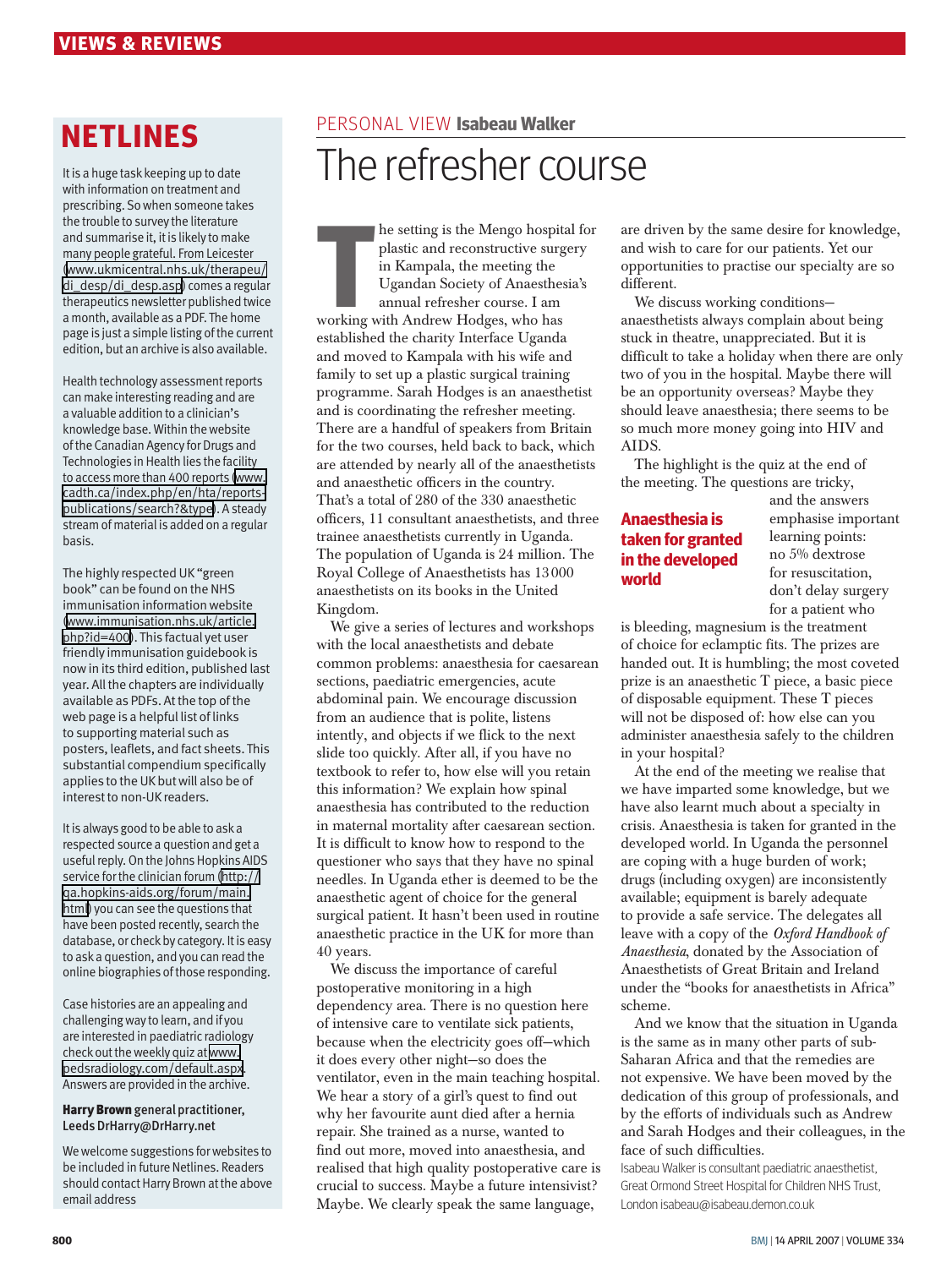## NETLINES

It is a huge task keeping up to date with information on treatment and prescribing. So when someone takes the trouble to survey the literature and summarise it, it is likely to make many people grateful. From Leicester (www.ukmicentral.nhs.uk/therapeu/di_desp/di_desp.asp) comes a regular therapeutics newsletter published twice a month, available as a PDF. The home page is just a simple listing of the current edition, but an archive is also available.

Health technology assessment reports can make interesting reading and are a valuable addition to a clinician's knowledge base. Within the website of the Canadian Agency for Drugs and Technologies in Health lies the facility to access more than 400 reports (www.cadth.ca/index.php/en/hta/reports-publications/search?&type). A steady stream of material is added on a regular basis.

The highly respected UK "green book" can be found on the NHS immunisation information website (www.immunisation.nhs.uk/article.php?id=400). This factual yet user friendly immunisation guidebook is now in its third edition, published last year. All the chapters are individually available as PDFs. At the top of the web page is a helpful list of links to supporting material such as posters, leaflets, and fact sheets. This substantial compendium specifically applies to the UK but will also be of interest to non-UK readers.

It is always good to be able to ask a respected source a question and get a useful reply. On the Johns Hopkins AIDS service for the clinician forum (http://qa.hopkins-aids.org/forum/main.html) you can see the questions that have been posted recently, search the database, or check by category. It is easy to ask a question, and you can read the online biographies of those responding.

Case histories are an appealing and challenging way to learn, and if you are interested in paediatric radiology check out the weekly quiz at www.pedsradiology.com/default.aspx. Answers are provided in the archive.

**Harry Brown** general practitioner, Leeds DrHarry@DrHarry.net

We welcome suggestions for websites to be included in future Netlines. Readers should contact Harry Brown at the above email address

PERSONAL VIEW **Isabeau Walker**

# The refresher course

The setting is the Mengo hospital for plastic and reconstructive surgery in Kampala, the meeting the Ugandan Society of Anaesthesia's annual refresher course. I am working with Andrew Hodges, who has established the charity Interface Uganda and moved to Kampala with his wife and family to set up a plastic surgical training programme. Sarah Hodges is an anaesthetist and is coordinating the refresher meeting. There are a handful of speakers from Britain for the two courses, held back to back, which are attended by nearly all of the anaesthetists and anaesthetic officers in the country. That's a total of 280 of the 330 anaesthetic officers, 11 consultant anaesthetists, and three trainee anaesthetists currently in Uganda. The population of Uganda is 24 million. The Royal College of Anaesthetists has 13 000 anaesthetists on its books in the United Kingdom.

We give a series of lectures and workshops with the local anaesthetists and debate common problems: anaesthesia for caesarean sections, paediatric emergencies, acute abdominal pain. We encourage discussion from an audience that is polite, listens intently, and objects if we flick to the next slide too quickly. After all, if you have no textbook to refer to, how else will you retain this information? We explain how spinal anaesthesia has contributed to the reduction in maternal mortality after caesarean section. It is difficult to know how to respond to the questioner who says that they have no spinal needles. In Uganda ether is deemed to be the anaesthetic agent of choice for the general surgical patient. It hasn't been used in routine anaesthetic practice in the UK for more than 40 years.

We discuss the importance of careful postoperative monitoring in a high dependency area. There is no question here of intensive care to ventilate sick patients, because when the electricity goes off—which it does every other night—so does the ventilator, even in the main teaching hospital. We hear a story of a girl's quest to find out why her favourite aunt died after a hernia repair. She trained as a nurse, wanted to find out more, moved into anaesthesia, and realised that high quality postoperative care is crucial to success. Maybe a future intensivist? Maybe. We clearly speak the same language, are driven by the same desire for knowledge, and wish to care for our patients. Yet our opportunities to practise our specialty are so different.

We discuss working conditions—anaesthetists always complain about being stuck in theatre, unappreciated. But it is difficult to take a holiday when there are only two of you in the hospital. Maybe there will be an opportunity overseas? Maybe they should leave anaesthesia; there seems to be so much more money going into HIV and AIDS.

The highlight is the quiz at the end of the meeting. The questions are tricky, and the answers emphasise important learning points: no 5% dextrose for resuscitation, don't delay surgery for a patient who is bleeding, magnesium is the treatment of choice for eclamptic fits. The prizes are handed out. It is humbling; the most coveted prize is an anaesthetic T piece, a basic piece of disposable equipment. These T pieces will not be disposed of: how else can you administer anaesthesia safely to the children in your hospital?

**Anaesthesia is taken for granted in the developed world**

At the end of the meeting we realise that we have imparted some knowledge, but we have also learnt much about a specialty in crisis. Anaesthesia is taken for granted in the developed world. In Uganda the personnel are coping with a huge burden of work; drugs (including oxygen) are inconsistently available; equipment is barely adequate to provide a safe service. The delegates all leave with a copy of the *Oxford Handbook of Anaesthesia*, donated by the Association of Anaesthetists of Great Britain and Ireland under the "books for anaesthetists in Africa" scheme.

And we know that the situation in Uganda is the same as in many other parts of sub-Saharan Africa and that the remedies are not expensive. We have been moved by the dedication of this group of professionals, and by the efforts of individuals such as Andrew and Sarah Hodges and their colleagues, in the face of such difficulties.

Isabeau Walker is consultant paediatric anaesthetist, Great Ormond Street Hospital for Children NHS Trust, London isabeau@isabeau.demon.co.uk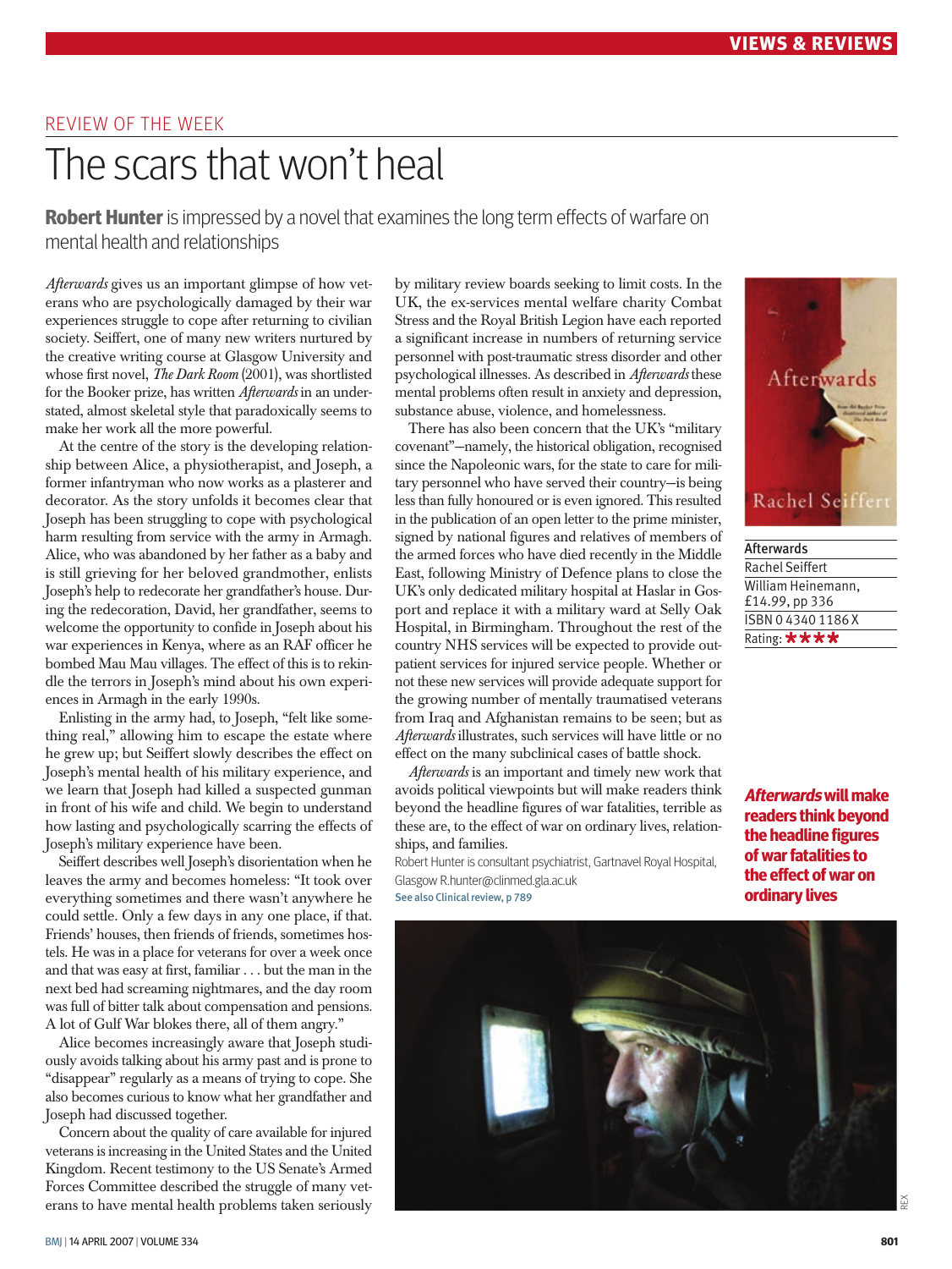REVIEW OF THE WEEK

# The scars that won't heal

**Robert Hunter** is impressed by a novel that examines the long term effects of warfare on mental health and relationships

*Afterwards* gives us an important glimpse of how veterans who are psychologically damaged by their war experiences struggle to cope after returning to civilian society. Seiffert, one of many new writers nurtured by the creative writing course at Glasgow University and whose first novel, *The Dark Room* (2001), was shortlisted for the Booker prize, has written *Afterwards* in an understated, almost skeletal style that paradoxically seems to make her work all the more powerful.

At the centre of the story is the developing relationship between Alice, a physiotherapist, and Joseph, a former infantryman who now works as a plasterer and decorator. As the story unfolds it becomes clear that Joseph has been struggling to cope with psychological harm resulting from service with the army in Armagh. Alice, who was abandoned by her father as a baby and is still grieving for her beloved grandmother, enlists Joseph's help to redecorate her grandfather's house. During the redecoration, David, her grandfather, seems to welcome the opportunity to confide in Joseph about his war experiences in Kenya, where as an RAF officer he bombed Mau Mau villages. The effect of this is to rekindle the terrors in Joseph's mind about his own experiences in Armagh in the early 1990s.

Enlisting in the army had, to Joseph, "felt like something real," allowing him to escape the estate where he grew up; but Seiffert slowly describes the effect on Joseph's mental health of his military experience, and we learn that Joseph had killed a suspected gunman in front of his wife and child. We begin to understand how lasting and psychologically scarring the effects of Joseph's military experience have been.

Seiffert describes well Joseph's disorientation when he leaves the army and becomes homeless: "It took over everything sometimes and there wasn't anywhere he could settle. Only a few days in any one place, if that. Friends' houses, then friends of friends, sometimes hostels. He was in a place for veterans for over a week once and that was easy at first, familiar . . . but the man in the next bed had screaming nightmares, and the day room was full of bitter talk about compensation and pensions. A lot of Gulf War blokes there, all of them angry."

Alice becomes increasingly aware that Joseph studiously avoids talking about his army past and is prone to "disappear" regularly as a means of trying to cope. She also becomes curious to know what her grandfather and Joseph had discussed together.

Concern about the quality of care available for injured veterans is increasing in the United States and the United Kingdom. Recent testimony to the US Senate's Armed Forces Committee described the struggle of many veterans to have mental health problems taken seriously by military review boards seeking to limit costs. In the UK, the ex-services mental welfare charity Combat Stress and the Royal British Legion have each reported a significant increase in numbers of returning service personnel with post-traumatic stress disorder and other psychological illnesses. As described in *Afterwards* these mental problems often result in anxiety and depression, substance abuse, violence, and homelessness.

There has also been concern that the UK's "military covenant"—namely, the historical obligation, recognised since the Napoleonic wars, for the state to care for military personnel who have served their country—is being less than fully honoured or is even ignored. This resulted in the publication of an open letter to the prime minister, signed by national figures and relatives of members of the armed forces who have died recently in the Middle East, following Ministry of Defence plans to close the UK's only dedicated military hospital at Haslar in Gosport and replace it with a military ward at Selly Oak Hospital, in Birmingham. Throughout the rest of the country NHS services will be expected to provide outpatient services for injured service people. Whether or not these new services will provide adequate support for the growing number of mentally traumatised veterans from Iraq and Afghanistan remains to be seen; but as *Afterwards* illustrates, such services will have little or no effect on the many subclinical cases of battle shock.

*Afterwards* is an important and timely new work that avoids political viewpoints but will make readers think beyond the headline figures of war fatalities, terrible as these are, to the effect of war on ordinary lives, relationships, and families.

Robert Hunter is consultant psychiatrist, Gartnavel Royal Hospital, Glasgow R.hunter@clinmed.gla.ac.uk

See also Clinical review, p 789

| Afterwards |
|---|
| Rachel Seiffert |
| William Heinemann, £14.99, pp 336 |
| ISBN 0 4340 1186 X |
| Rating: ★★★★ |

***Afterwards* will make readers think beyond the headline figures of war fatalities to the effect of war on ordinary lives**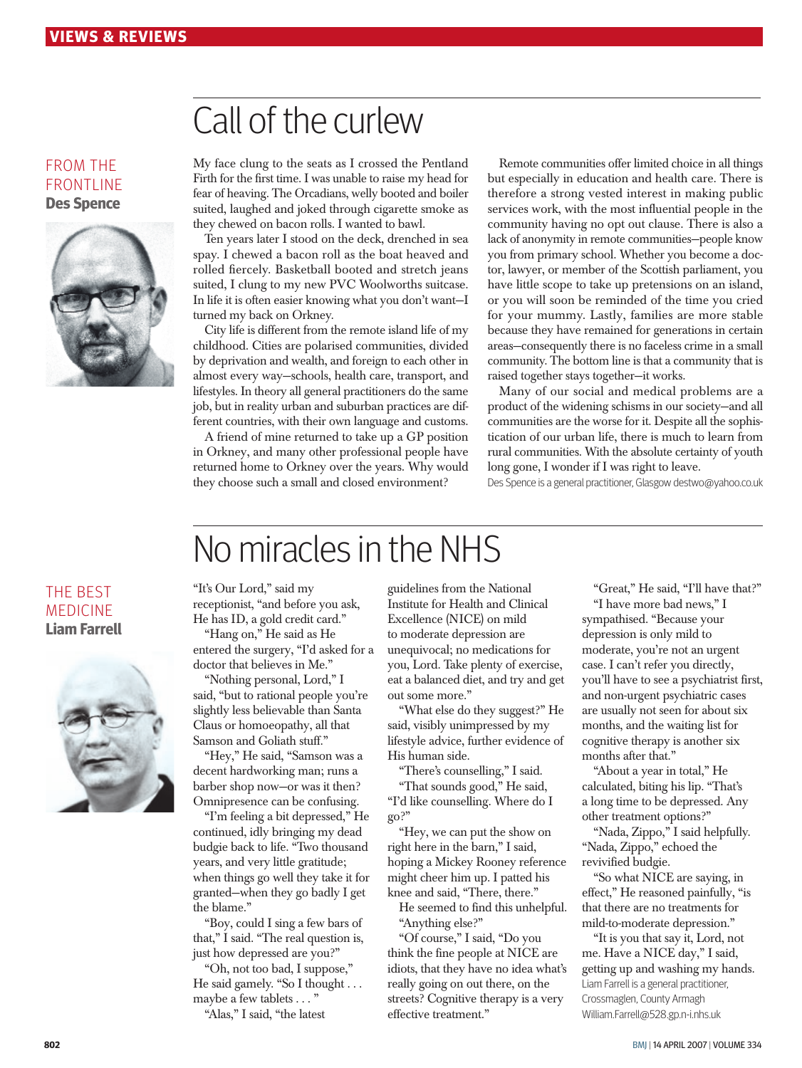# Call of the curlew

FROM THE FRONTLINE
**Des Spence**

My face clung to the seats as I crossed the Pentland Firth for the first time. I was unable to raise my head for fear of heaving. The Orcadians, welly booted and boiler suited, laughed and joked through cigarette smoke as they chewed on bacon rolls. I wanted to bawl.

Ten years later I stood on the deck, drenched in sea spay. I chewed a bacon roll as the boat heaved and rolled fiercely. Basketball booted and stretch jeans suited, I clung to my new PVC Woolworths suitcase. In life it is often easier knowing what you don't want—I turned my back on Orkney.

City life is different from the remote island life of my childhood. Cities are polarised communities, divided by deprivation and wealth, and foreign to each other in almost every way—schools, health care, transport, and lifestyles. In theory all general practitioners do the same job, but in reality urban and suburban practices are different countries, with their own language and customs.

A friend of mine returned to take up a GP position in Orkney, and many other professional people have returned home to Orkney over the years. Why would they choose such a small and closed environment?

Remote communities offer limited choice in all things but especially in education and health care. There is therefore a strong vested interest in making public services work, with the most influential people in the community having no opt out clause. There is also a lack of anonymity in remote communities—people know you from primary school. Whether you become a doctor, lawyer, or member of the Scottish parliament, you have little scope to take up pretensions on an island, or you will soon be reminded of the time you cried for your mummy. Lastly, families are more stable because they have remained for generations in certain areas—consequently there is no faceless crime in a small community. The bottom line is that a community that is raised together stays together—it works.

Many of our social and medical problems are a product of the widening schisms in our society—and all communities are the worse for it. Despite all the sophistication of our urban life, there is much to learn from rural communities. With the absolute certainty of youth long gone, I wonder if I was right to leave.

Des Spence is a general practitioner, Glasgow destwo@yahoo.co.uk

# No miracles in the NHS

THE BEST MEDICINE
**Liam Farrell**

"It's Our Lord," said my receptionist, "and before you ask, He has ID, a gold credit card."

"Hang on," He said as He entered the surgery, "I'd asked for a doctor that believes in Me."

"Nothing personal, Lord," I said, "but to rational people you're slightly less believable than Santa Claus or homoeopathy, all that Samson and Goliath stuff."

"Hey," He said, "Samson was a decent hardworking man; runs a barber shop now—or was it then? Omnipresence can be confusing.

"I'm feeling a bit depressed," He continued, idly bringing my dead budgie back to life. "Two thousand years, and very little gratitude; when things go well they take it for granted—when they go badly I get the blame."

"Boy, could I sing a few bars of that," I said. "The real question is, just how depressed are you?"

"Oh, not too bad, I suppose," He said gamely. "So I thought . . . maybe a few tablets . . . "

"Alas," I said, "the latest guidelines from the National Institute for Health and Clinical Excellence (NICE) on mild to moderate depression are unequivocal; no medications for you, Lord. Take plenty of exercise, eat a balanced diet, and try and get out some more."

"What else do they suggest?" He said, visibly unimpressed by my lifestyle advice, further evidence of His human side.

"There's counselling," I said.

"That sounds good," He said, "I'd like counselling. Where do I go?"

"Hey, we can put the show on right here in the barn," I said, hoping a Mickey Rooney reference might cheer him up. I patted his knee and said, "There, there."

He seemed to find this unhelpful. "Anything else?"

"Of course," I said, "Do you think the fine people at NICE are idiots, that they have no idea what's really going on out there, on the streets? Cognitive therapy is a very effective treatment."

"Great," He said, "I'll have that?"

"I have more bad news," I sympathised. "Because your depression is only mild to moderate, you're not an urgent case. I can't refer you directly, you'll have to see a psychiatrist first, and non-urgent psychiatric cases are usually not seen for about six months, and the waiting list for cognitive therapy is another six months after that."

"About a year in total," He calculated, biting his lip. "That's a long time to be depressed. Any other treatment options?"

"Nada, Zippo," I said helpfully.

"Nada, Zippo," echoed the revivified budgie.

"So what NICE are saying, in effect," He reasoned painfully, "is that there are no treatments for mild-to-moderate depression."

"It is you that say it, Lord, not me. Have a NICE day," I said, getting up and washing my hands.

Liam Farrell is a general practitioner, Crossmaglen, County Armagh William.Farrell@528.gp.n-i.nhs.uk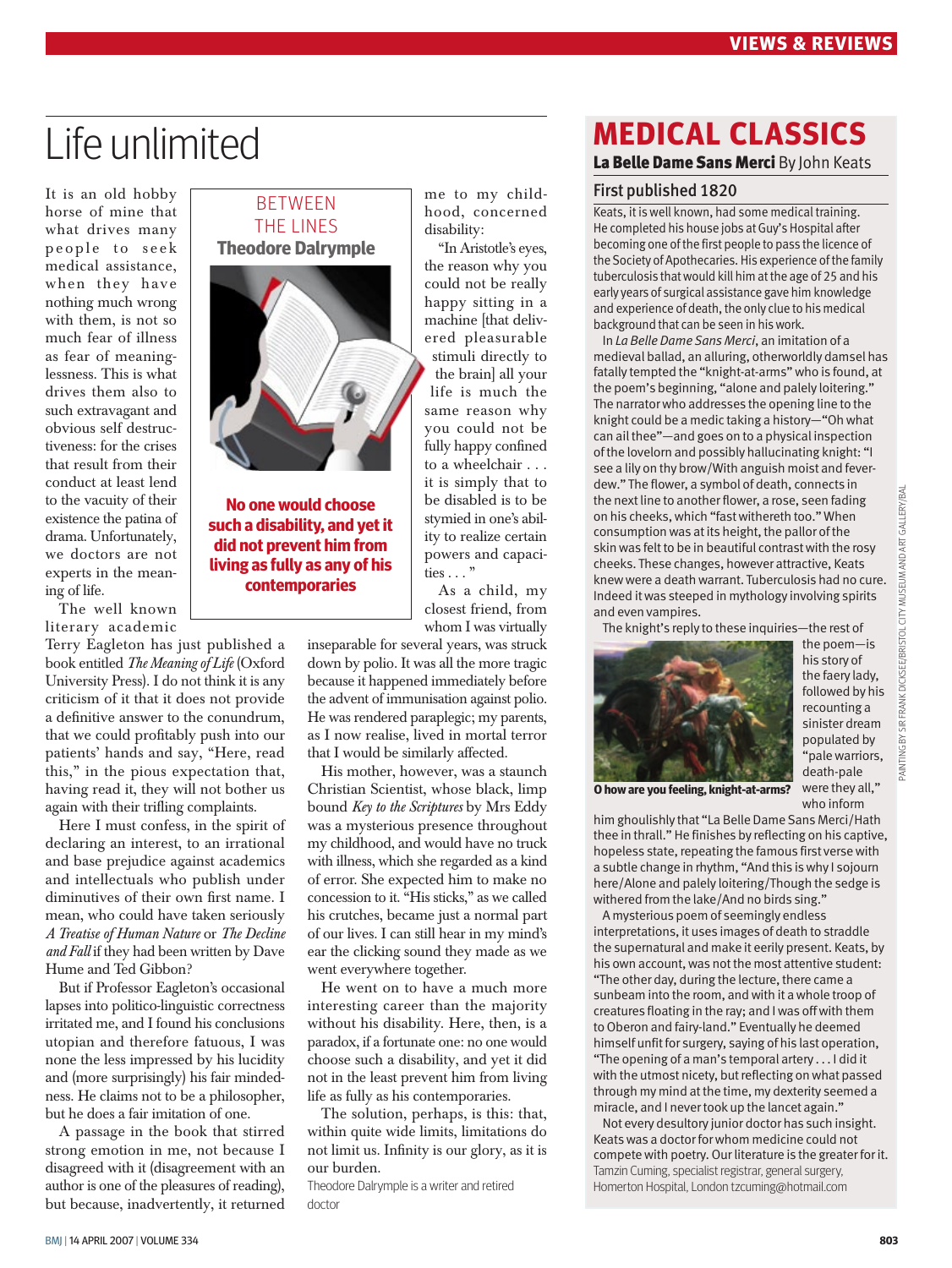# Life unlimited

**BETWEEN THE LINES**
**Theodore Dalrymple**

**No one would choose such a disability, and yet it did not prevent him from living as fully as any of his contemporaries**

It is an old hobby horse of mine that what drives many people to seek medical assistance, when they have nothing much wrong with them, is not so much fear of illness as fear of meaninglessness. This is what drives them also to such extravagant and obvious self destructiveness: for the crises that result from their conduct at least lend to the vacuity of their existence the patina of drama. Unfortunately, we doctors are not experts in the meaning of life.

The well known literary academic Terry Eagleton has just published a book entitled *The Meaning of Life* (Oxford University Press). I do not think it is any criticism of it that it does not provide a definitive answer to the conundrum, that we could profitably push into our patients' hands and say, "Here, read this," in the pious expectation that, having read it, they will not bother us again with their trifling complaints.

Here I must confess, in the spirit of declaring an interest, to an irrational and base prejudice against academics and intellectuals who publish under diminutives of their own first name. I mean, who could have taken seriously *A Treatise of Human Nature* or *The Decline and Fall* if they had been written by Dave Hume and Ted Gibbon?

But if Professor Eagleton's occasional lapses into politico-linguistic correctness irritated me, and I found his conclusions utopian and therefore fatuous, I was none the less impressed by his lucidity and (more surprisingly) his fair mindedness. He claims not to be a philosopher, but he does a fair imitation of one.

A passage in the book that stirred strong emotion in me, not because I disagreed with it (disagreement with an author is one of the pleasures of reading), but because, inadvertently, it returned me to my childhood, concerned disability:

"In Aristotle's eyes, the reason why you could not be really happy sitting in a machine [that delivered pleasurable stimuli directly to the brain] all your life is much the same reason why you could not be fully happy confined to a wheelchair . . . it is simply that to be disabled is to be stymied in one's ability to realize certain powers and capacities . . . "

As a child, my closest friend, from whom I was virtually inseparable for several years, was struck down by polio. It was all the more tragic because it happened immediately before the advent of immunisation against polio. He was rendered paraplegic; my parents, as I now realise, lived in mortal terror that I would be similarly affected.

His mother, however, was a staunch Christian Scientist, whose black, limp bound *Key to the Scriptures* by Mrs Eddy was a mysterious presence throughout my childhood, and would have no truck with illness, which she regarded as a kind of error. She expected him to make no concession to it. "His sticks," as we called his crutches, became just a normal part of our lives. I can still hear in my mind's ear the clicking sound they made as we went everywhere together.

He went on to have a much more interesting career than the majority without his disability. Here, then, is a paradox, if a fortunate one: no one would choose such a disability, and yet it did not in the least prevent him from living life as fully as his contemporaries.

The solution, perhaps, is this: that, within quite wide limits, limitations do not limit us. Infinity is our glory, as it is our burden.

Theodore Dalrymple is a writer and retired doctor

# MEDICAL CLASSICS

**La Belle Dame Sans Merci** By John Keats

First published 1820

Keats, it is well known, had some medical training. He completed his house jobs at Guy's Hospital after becoming one of the first people to pass the licence of the Society of Apothecaries. His experience of the family tuberculosis that would kill him at the age of 25 and his early years of surgical assistance gave him knowledge and experience of death, the only clue to his medical background that can be seen in his work.

In *La Belle Dame Sans Merci*, an imitation of a medieval ballad, an alluring, otherworldly damsel has fatally tempted the "knight-at-arms" who is found, at the poem's beginning, "alone and palely loitering." The narrator who addresses the opening line to the knight could be a medic taking a history—"Oh what can ail thee"—and goes on to a physical inspection of the lovelorn and possibly hallucinating knight: "I see a lily on thy brow/With anguish moist and fever-dew." The flower, a symbol of death, connects in the next line to another flower, a rose, seen fading on his cheeks, which "fast withereth too." When consumption was at its height, the pallor of the skin was felt to be in beautiful contrast with the rosy cheeks. These changes, however attractive, Keats knew were a death warrant. Tuberculosis had no cure. Indeed it was steeped in mythology involving spirits and even vampires.

The knight's reply to these inquiries—the rest of the poem—is his story of the faery lady, followed by his recounting a sinister dream populated by "pale warriors, death-pale were they all," who inform him ghoulishly that "La Belle Dame Sans Merci/Hath thee in thrall." He finishes by reflecting on his captive, hopeless state, repeating the famous first verse with a subtle change in rhythm, "And this is why I sojourn here/Alone and palely loitering/Though the sedge is withered from the lake/And no birds sing."

**O how are you feeling, knight-at-arms?**

PAINTING BY SIR FRANK DICKSEE/BRISTOL CITY MUSEUM AND ART GALLERY/BAL

A mysterious poem of seemingly endless interpretations, it uses images of death to straddle the supernatural and make it eerily present. Keats, by his own account, was not the most attentive student: "The other day, during the lecture, there came a sunbeam into the room, and with it a whole troop of creatures floating in the ray; and I was off with them to Oberon and fairy-land." Eventually he deemed himself unfit for surgery, saying of his last operation, "The opening of a man's temporal artery . . . I did it with the utmost nicety, but reflecting on what passed through my mind at the time, my dexterity seemed a miracle, and I never took up the lancet again."

Not every desultory junior doctor has such insight. Keats was a doctor for whom medicine could not compete with poetry. Our literature is the greater for it.

Tamzin Cuming, specialist registrar, general surgery, Homerton Hospital, London tzcuming@hotmail.com